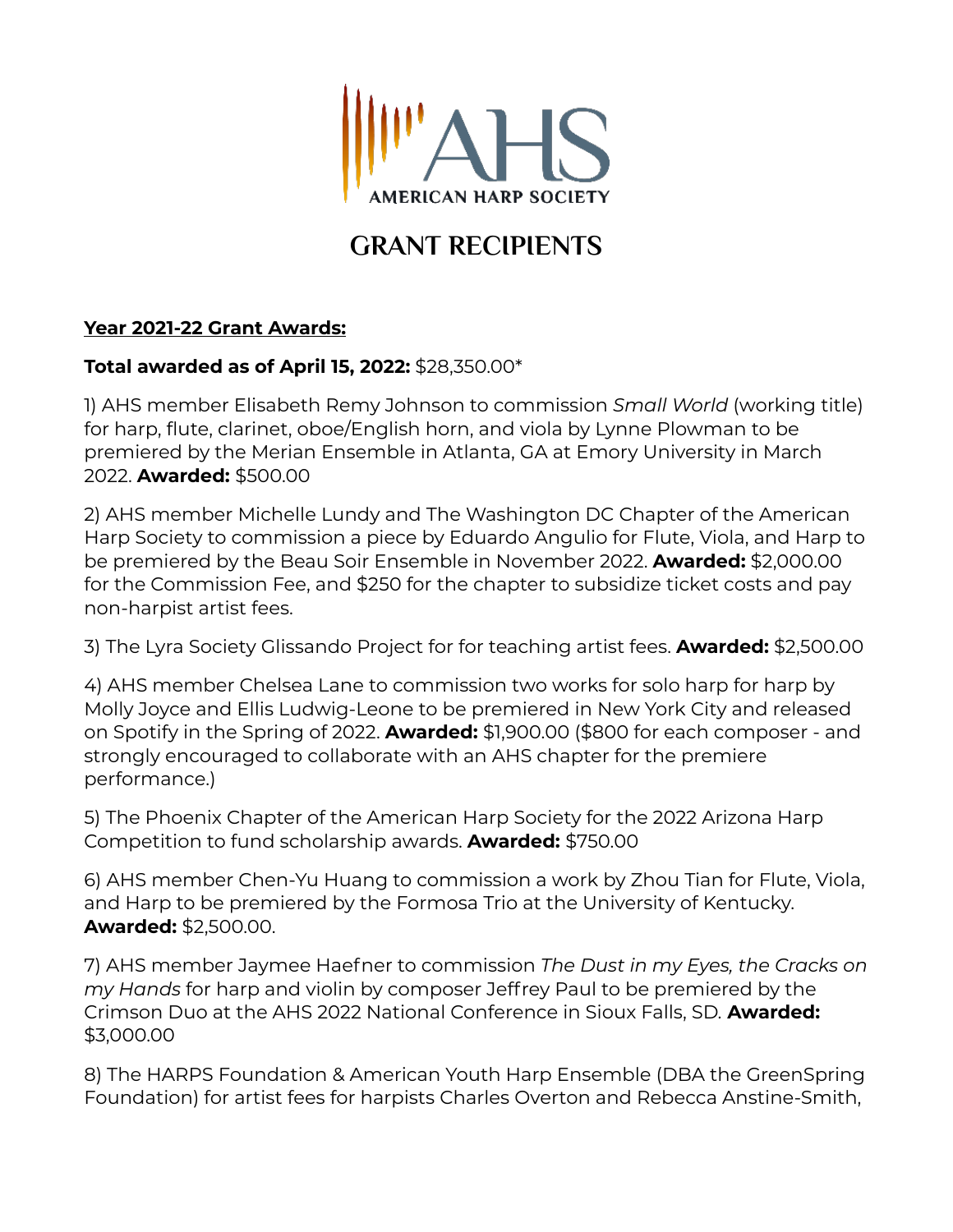AMERICAN HARP SOCIETY

# GRANT RECIPIENTS

**Year 2021-22 Grant Awards:**

**Total awarded as of April 15, 2022:** $28,350.00*

1) AHS member Elisabeth Remy Johnson to commission *Small World* (working title) for harp, flute, clarinet, oboe/English horn, and viola by Lynne Plowman to be premiered by the Merian Ensemble in Atlanta, GA at Emory University in March 2022. **Awarded:** $500.00

2) AHS member Michelle Lundy and The Washington DC Chapter of the American Harp Society to commission a piece by Eduardo Angulio for Flute, Viola, and Harp to be premiered by the Beau Soir Ensemble in November 2022. **Awarded:** $2,000.00 for the Commission Fee, and $250 for the chapter to subsidize ticket costs and pay non-harpist artist fees.

3) The Lyra Society Glissando Project for for teaching artist fees. **Awarded:** $2,500.00

4) AHS member Chelsea Lane to commission two works for solo harp for harp by Molly Joyce and Ellis Ludwig-Leone to be premiered in New York City and released on Spotify in the Spring of 2022. **Awarded:** $1,900.00 ($800 for each composer - and strongly encouraged to collaborate with an AHS chapter for the premiere performance.)

5) The Phoenix Chapter of the American Harp Society for the 2022 Arizona Harp Competition to fund scholarship awards. **Awarded:** $750.00

6) AHS member Chen-Yu Huang to commission a work by Zhou Tian for Flute, Viola, and Harp to be premiered by the Formosa Trio at the University of Kentucky. **Awarded:** $2,500.00.

7) AHS member Jaymee Haefner to commission *The Dust in my Eyes, the Cracks on my Hands* for harp and violin by composer Jeffrey Paul to be premiered by the Crimson Duo at the AHS 2022 National Conference in Sioux Falls, SD. **Awarded:** $3,000.00

8) The HARPS Foundation & American Youth Harp Ensemble (DBA the GreenSpring Foundation) for artist fees for harpists Charles Overton and Rebecca Anstine-Smith,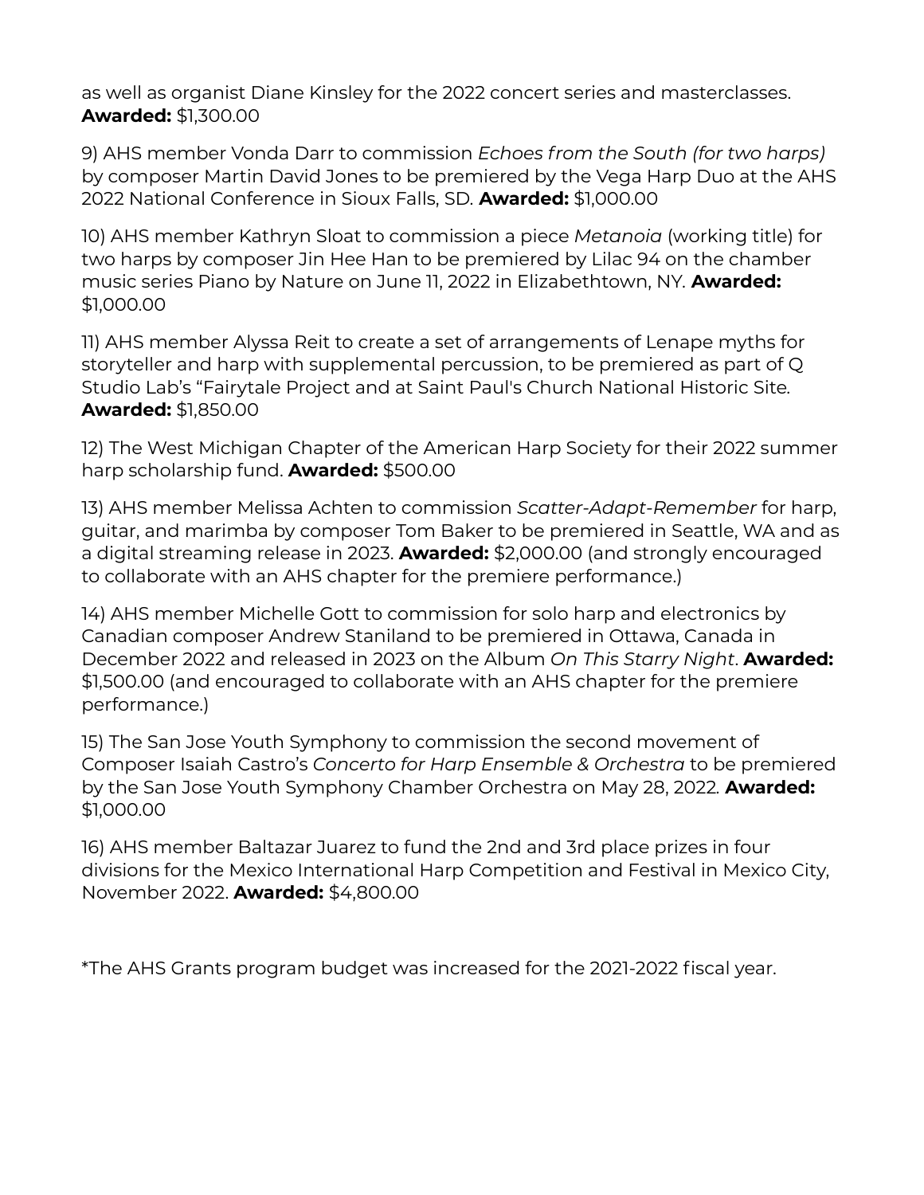as well as organist Diane Kinsley for the 2022 concert series and masterclasses. **Awarded:** $1,300.00

9) AHS member Vonda Darr to commission *Echoes from the South (for two harps)* by composer Martin David Jones to be premiered by the Vega Harp Duo at the AHS 2022 National Conference in Sioux Falls, SD. **Awarded:** $1,000.00

10) AHS member Kathryn Sloat to commission a piece *Metanoia* (working title) for two harps by composer Jin Hee Han to be premiered by Lilac 94 on the chamber music series Piano by Nature on June 11, 2022 in Elizabethtown, NY. **Awarded:** $1,000.00

11) AHS member Alyssa Reit to create a set of arrangements of Lenape myths for storyteller and harp with supplemental percussion, to be premiered as part of Q Studio Lab's "Fairytale Project and at Saint Paul's Church National Historic Site. **Awarded:** $1,850.00

12) The West Michigan Chapter of the American Harp Society for their 2022 summer harp scholarship fund. **Awarded:** $500.00

13) AHS member Melissa Achten to commission *Scatter-Adapt-Remember* for harp, guitar, and marimba by composer Tom Baker to be premiered in Seattle, WA and as a digital streaming release in 2023. **Awarded:** $2,000.00 (and strongly encouraged to collaborate with an AHS chapter for the premiere performance.)

14) AHS member Michelle Gott to commission for solo harp and electronics by Canadian composer Andrew Staniland to be premiered in Ottawa, Canada in December 2022 and released in 2023 on the Album *On This Starry Night*. **Awarded:** $1,500.00 (and encouraged to collaborate with an AHS chapter for the premiere performance.)

15) The San Jose Youth Symphony to commission the second movement of Composer Isaiah Castro's *Concerto for Harp Ensemble & Orchestra* to be premiered by the San Jose Youth Symphony Chamber Orchestra on May 28, 2022. **Awarded:** $1,000.00

16) AHS member Baltazar Juarez to fund the 2nd and 3rd place prizes in four divisions for the Mexico International Harp Competition and Festival in Mexico City, November 2022. **Awarded:** $4,800.00

*The AHS Grants program budget was increased for the 2021-2022 fiscal year.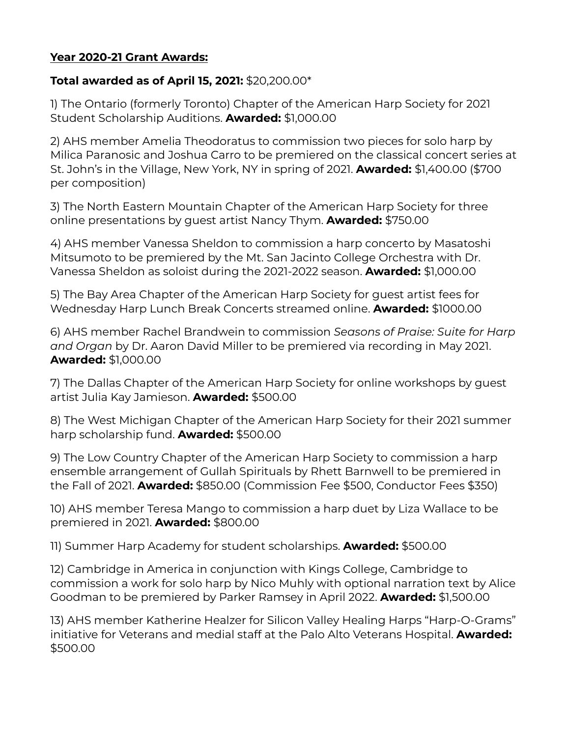**<u>Year 2020-21 Grant Awards:</u>**

**Total awarded as of April 15, 2021:** $20,200.00*

1) The Ontario (formerly Toronto) Chapter of the American Harp Society for 2021 Student Scholarship Auditions. **Awarded:** $1,000.00

2) AHS member Amelia Theodoratus to commission two pieces for solo harp by Milica Paranosic and Joshua Carro to be premiered on the classical concert series at St. John's in the Village, New York, NY in spring of 2021. **Awarded:** $1,400.00 ($700 per composition)

3) The North Eastern Mountain Chapter of the American Harp Society for three online presentations by guest artist Nancy Thym. **Awarded:** $750.00

4) AHS member Vanessa Sheldon to commission a harp concerto by Masatoshi Mitsumoto to be premiered by the Mt. San Jacinto College Orchestra with Dr. Vanessa Sheldon as soloist during the 2021-2022 season. **Awarded:** $1,000.00

5) The Bay Area Chapter of the American Harp Society for guest artist fees for Wednesday Harp Lunch Break Concerts streamed online. **Awarded:** $1000.00

6) AHS member Rachel Brandwein to commission *Seasons of Praise: Suite for Harp and Organ* by Dr. Aaron David Miller to be premiered via recording in May 2021. **Awarded:** $1,000.00

7) The Dallas Chapter of the American Harp Society for online workshops by guest artist Julia Kay Jamieson. **Awarded:** $500.00

8) The West Michigan Chapter of the American Harp Society for their 2021 summer harp scholarship fund. **Awarded:** $500.00

9) The Low Country Chapter of the American Harp Society to commission a harp ensemble arrangement of Gullah Spirituals by Rhett Barnwell to be premiered in the Fall of 2021. **Awarded:** $850.00 (Commission Fee $500, Conductor Fees $350)

10) AHS member Teresa Mango to commission a harp duet by Liza Wallace to be premiered in 2021. **Awarded:** $800.00

11) Summer Harp Academy for student scholarships. **Awarded:** $500.00

12) Cambridge in America in conjunction with Kings College, Cambridge to commission a work for solo harp by Nico Muhly with optional narration text by Alice Goodman to be premiered by Parker Ramsey in April 2022. **Awarded:** $1,500.00

13) AHS member Katherine Healzer for Silicon Valley Healing Harps "Harp-O-Grams" initiative for Veterans and medial staff at the Palo Alto Veterans Hospital. **Awarded:** $500.00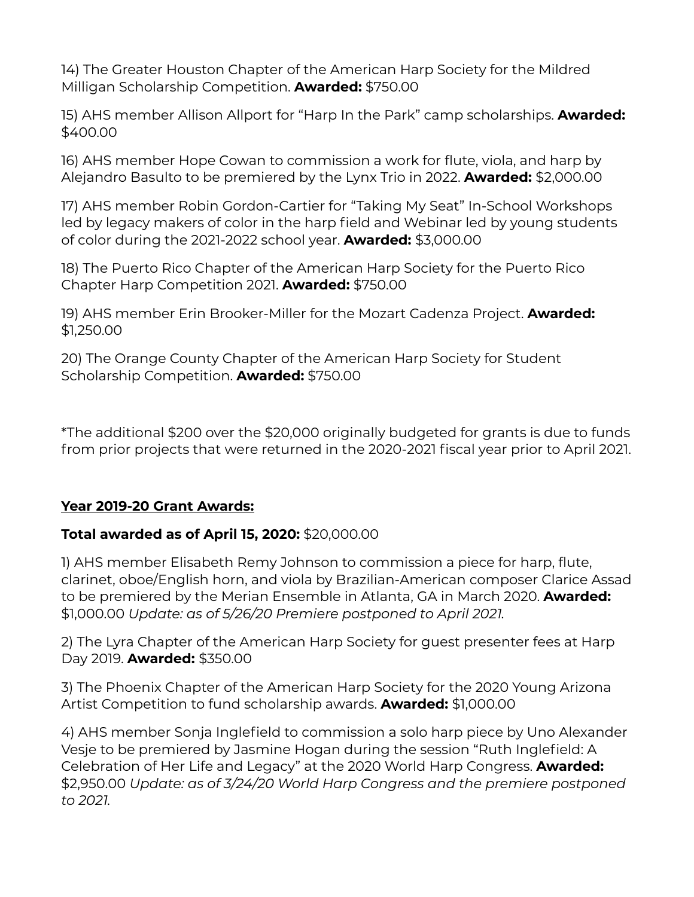14) The Greater Houston Chapter of the American Harp Society for the Mildred Milligan Scholarship Competition. **Awarded:** $750.00

15) AHS member Allison Allport for "Harp In the Park" camp scholarships. **Awarded:** $400.00

16) AHS member Hope Cowan to commission a work for flute, viola, and harp by Alejandro Basulto to be premiered by the Lynx Trio in 2022. **Awarded:** $2,000.00

17) AHS member Robin Gordon-Cartier for "Taking My Seat" In-School Workshops led by legacy makers of color in the harp field and Webinar led by young students of color during the 2021-2022 school year. **Awarded:** $3,000.00

18) The Puerto Rico Chapter of the American Harp Society for the Puerto Rico Chapter Harp Competition 2021. **Awarded:** $750.00

19) AHS member Erin Brooker-Miller for the Mozart Cadenza Project. **Awarded:** $1,250.00

20) The Orange County Chapter of the American Harp Society for Student Scholarship Competition. **Awarded:** $750.00

*The additional $200 over the $20,000 originally budgeted for grants is due to funds from prior projects that were returned in the 2020-2021 fiscal year prior to April 2021.

## Year 2019-20 Grant Awards:

**Total awarded as of April 15, 2020:** $20,000.00

1) AHS member Elisabeth Remy Johnson to commission a piece for harp, flute, clarinet, oboe/English horn, and viola by Brazilian-American composer Clarice Assad to be premiered by the Merian Ensemble in Atlanta, GA in March 2020. **Awarded:** $1,000.00 *Update: as of 5/26/20 Premiere postponed to April 2021.*

2) The Lyra Chapter of the American Harp Society for guest presenter fees at Harp Day 2019. **Awarded:** $350.00

3) The Phoenix Chapter of the American Harp Society for the 2020 Young Arizona Artist Competition to fund scholarship awards. **Awarded:** $1,000.00

4) AHS member Sonja Inglefield to commission a solo harp piece by Uno Alexander Vesje to be premiered by Jasmine Hogan during the session "Ruth Inglefield: A Celebration of Her Life and Legacy" at the 2020 World Harp Congress. **Awarded:** $2,950.00 *Update: as of 3/24/20 World Harp Congress and the premiere postponed to 2021.*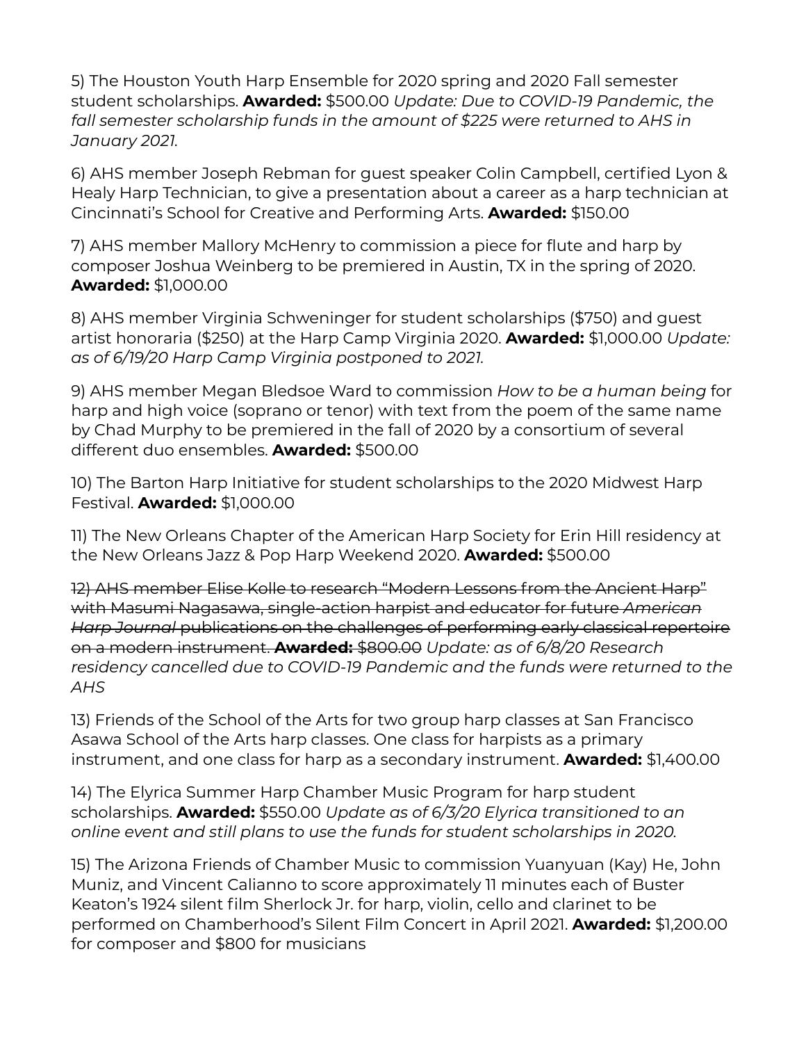5) The Houston Youth Harp Ensemble for 2020 spring and 2020 Fall semester student scholarships. **Awarded:** $500.00 *Update: Due to COVID-19 Pandemic, the fall semester scholarship funds in the amount of $225 were returned to AHS in January 2021.*

6) AHS member Joseph Rebman for guest speaker Colin Campbell, certified Lyon & Healy Harp Technician, to give a presentation about a career as a harp technician at Cincinnati's School for Creative and Performing Arts. **Awarded:** $150.00

7) AHS member Mallory McHenry to commission a piece for flute and harp by composer Joshua Weinberg to be premiered in Austin, TX in the spring of 2020. **Awarded:** $1,000.00

8) AHS member Virginia Schweninger for student scholarships ($750) and guest artist honoraria ($250) at the Harp Camp Virginia 2020. **Awarded:** $1,000.00 *Update: as of 6/19/20 Harp Camp Virginia postponed to 2021.*

9) AHS member Megan Bledsoe Ward to commission *How to be a human being* for harp and high voice (soprano or tenor) with text from the poem of the same name by Chad Murphy to be premiered in the fall of 2020 by a consortium of several different duo ensembles. **Awarded:** $500.00

10) The Barton Harp Initiative for student scholarships to the 2020 Midwest Harp Festival. **Awarded:** $1,000.00

11) The New Orleans Chapter of the American Harp Society for Erin Hill residency at the New Orleans Jazz & Pop Harp Weekend 2020. **Awarded:** $500.00

~~12) AHS member Elise Kolle to research "Modern Lessons from the Ancient Harp" with Masumi Nagasawa, single-action harpist and educator for future *American Harp Journal* publications on the challenges of performing early classical repertoire on a modern instrument. **Awarded:** $800.00~~ *Update: as of 6/8/20 Research residency cancelled due to COVID-19 Pandemic and the funds were returned to the AHS*

13) Friends of the School of the Arts for two group harp classes at San Francisco Asawa School of the Arts harp classes. One class for harpists as a primary instrument, and one class for harp as a secondary instrument. **Awarded:** $1,400.00

14) The Elyrica Summer Harp Chamber Music Program for harp student scholarships. **Awarded:** $550.00 *Update as of 6/3/20 Elyrica transitioned to an online event and still plans to use the funds for student scholarships in 2020.*

15) The Arizona Friends of Chamber Music to commission Yuanyuan (Kay) He, John Muniz, and Vincent Calianno to score approximately 11 minutes each of Buster Keaton's 1924 silent film Sherlock Jr. for harp, violin, cello and clarinet to be performed on Chamberhood's Silent Film Concert in April 2021. **Awarded:** $1,200.00 for composer and $800 for musicians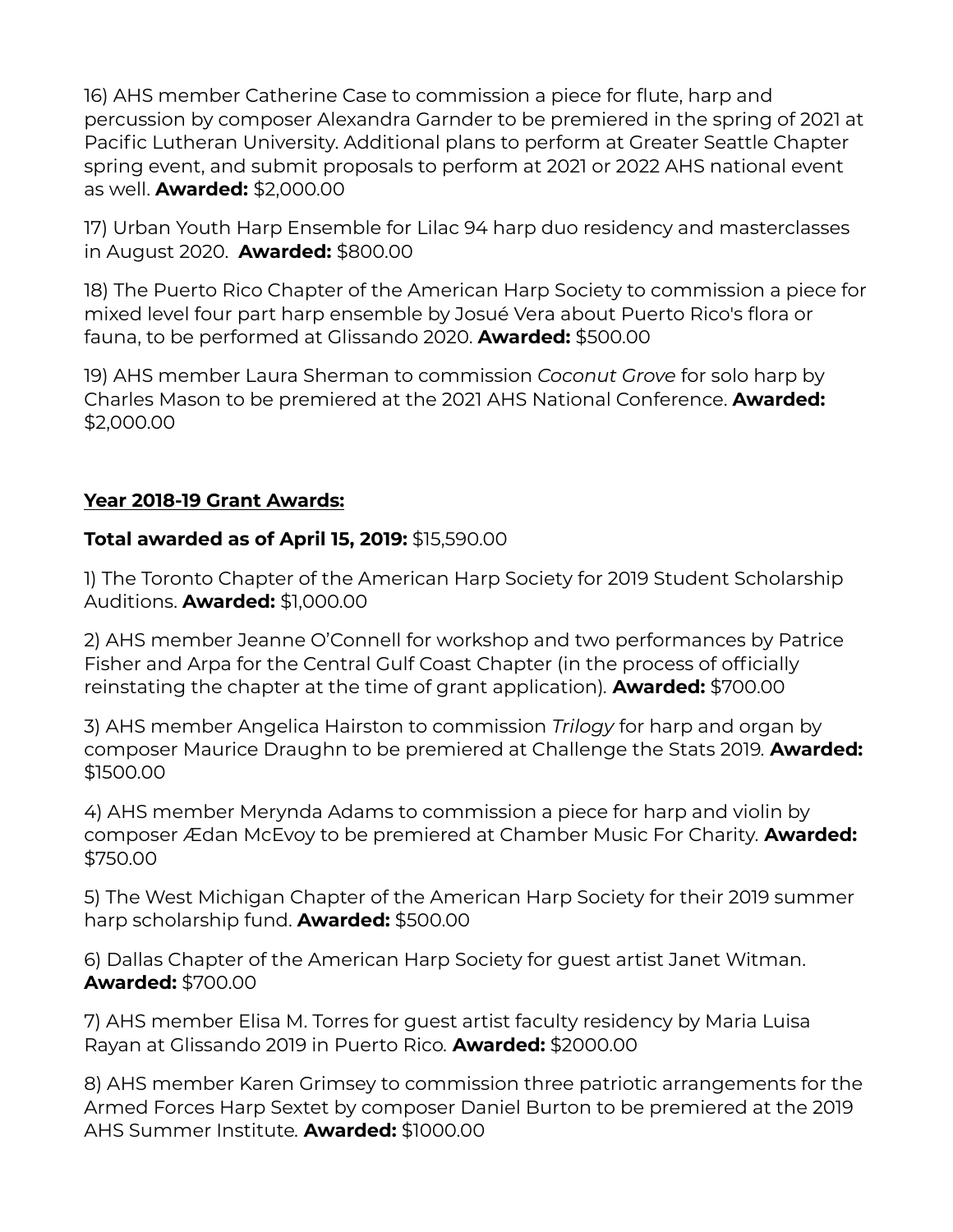16) AHS member Catherine Case to commission a piece for flute, harp and percussion by composer Alexandra Garnder to be premiered in the spring of 2021 at Pacific Lutheran University. Additional plans to perform at Greater Seattle Chapter spring event, and submit proposals to perform at 2021 or 2022 AHS national event as well. **Awarded:** $2,000.00

17) Urban Youth Harp Ensemble for Lilac 94 harp duo residency and masterclasses in August 2020. **Awarded:** $800.00

18) The Puerto Rico Chapter of the American Harp Society to commission a piece for mixed level four part harp ensemble by Josué Vera about Puerto Rico's flora or fauna, to be performed at Glissando 2020. **Awarded:** $500.00

19) AHS member Laura Sherman to commission *Coconut Grove* for solo harp by Charles Mason to be premiered at the 2021 AHS National Conference. **Awarded:** $2,000.00

**<u>Year 2018-19 Grant Awards:</u>**

**Total awarded as of April 15, 2019:** $15,590.00

1) The Toronto Chapter of the American Harp Society for 2019 Student Scholarship Auditions. **Awarded:** $1,000.00

2) AHS member Jeanne O'Connell for workshop and two performances by Patrice Fisher and Arpa for the Central Gulf Coast Chapter (in the process of officially reinstating the chapter at the time of grant application). **Awarded:** $700.00

3) AHS member Angelica Hairston to commission *Trilogy* for harp and organ by composer Maurice Draughn to be premiered at Challenge the Stats 2019. **Awarded:** $1500.00

4) AHS member Merynda Adams to commission a piece for harp and violin by composer Ædan McEvoy to be premiered at Chamber Music For Charity. **Awarded:** $750.00

5) The West Michigan Chapter of the American Harp Society for their 2019 summer harp scholarship fund. **Awarded:** $500.00

6) Dallas Chapter of the American Harp Society for guest artist Janet Witman. **Awarded:** $700.00

7) AHS member Elisa M. Torres for guest artist faculty residency by Maria Luisa Rayan at Glissando 2019 in Puerto Rico. **Awarded:** $2000.00

8) AHS member Karen Grimsey to commission three patriotic arrangements for the Armed Forces Harp Sextet by composer Daniel Burton to be premiered at the 2019 AHS Summer Institute. **Awarded:** $1000.00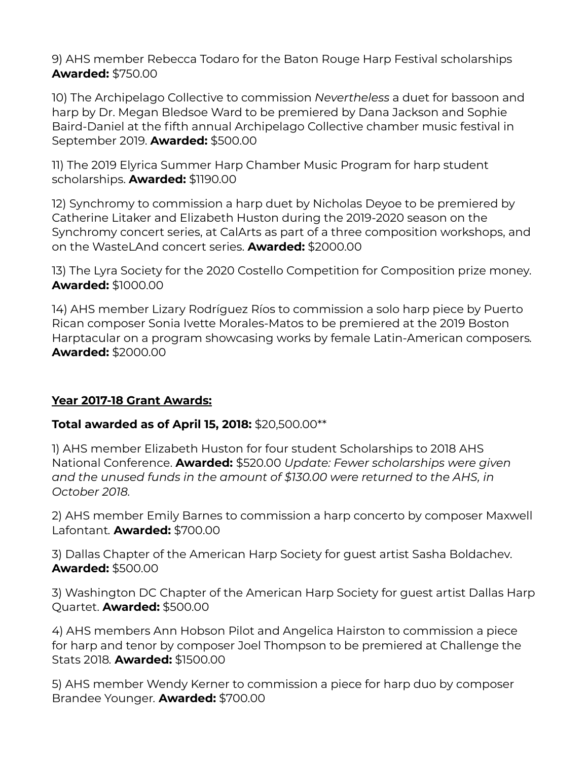9) AHS member Rebecca Todaro for the Baton Rouge Harp Festival scholarships **Awarded:** $750.00

10) The Archipelago Collective to commission *Nevertheless* a duet for bassoon and harp by Dr. Megan Bledsoe Ward to be premiered by Dana Jackson and Sophie Baird-Daniel at the fifth annual Archipelago Collective chamber music festival in September 2019. **Awarded:** $500.00

11) The 2019 Elyrica Summer Harp Chamber Music Program for harp student scholarships. **Awarded:** $1190.00

12) Synchromy to commission a harp duet by Nicholas Deyoe to be premiered by Catherine Litaker and Elizabeth Huston during the 2019-2020 season on the Synchromy concert series, at CalArts as part of a three composition workshops, and on the WasteLAnd concert series. **Awarded:** $2000.00

13) The Lyra Society for the 2020 Costello Competition for Composition prize money. **Awarded:** $1000.00

14) AHS member Lizary Rodríguez Ríos to commission a solo harp piece by Puerto Rican composer Sonia Ivette Morales-Matos to be premiered at the 2019 Boston Harptacular on a program showcasing works by female Latin-American composers. **Awarded:** $2000.00

## <u>Year 2017-18 Grant Awards:</u>

**Total awarded as of April 15, 2018:** $20,500.00**

1) AHS member Elizabeth Huston for four student Scholarships to 2018 AHS National Conference. **Awarded:** $520.00 *Update: Fewer scholarships were given and the unused funds in the amount of $130.00 were returned to the AHS, in October 2018.*

2) AHS member Emily Barnes to commission a harp concerto by composer Maxwell Lafontant. **Awarded:** $700.00

3) Dallas Chapter of the American Harp Society for guest artist Sasha Boldachev. **Awarded:** $500.00

3) Washington DC Chapter of the American Harp Society for guest artist Dallas Harp Quartet. **Awarded:** $500.00

4) AHS members Ann Hobson Pilot and Angelica Hairston to commission a piece for harp and tenor by composer Joel Thompson to be premiered at Challenge the Stats 2018. **Awarded:** $1500.00

5) AHS member Wendy Kerner to commission a piece for harp duo by composer Brandee Younger. **Awarded:** $700.00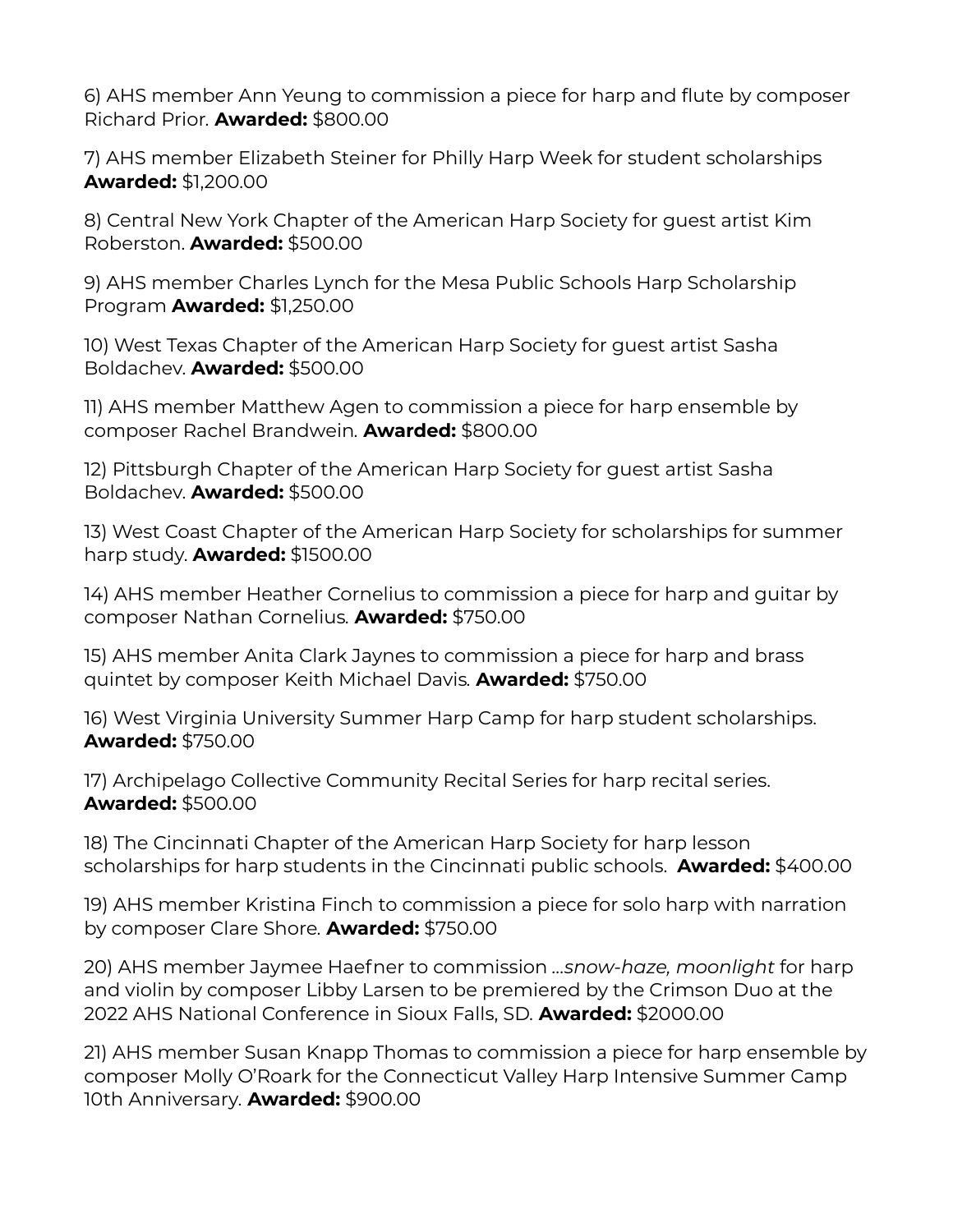6) AHS member Ann Yeung to commission a piece for harp and flute by composer Richard Prior. **Awarded:** $800.00

7) AHS member Elizabeth Steiner for Philly Harp Week for student scholarships **Awarded:** $1,200.00

8) Central New York Chapter of the American Harp Society for guest artist Kim Roberston. **Awarded:** $500.00

9) AHS member Charles Lynch for the Mesa Public Schools Harp Scholarship Program **Awarded:** $1,250.00

10) West Texas Chapter of the American Harp Society for guest artist Sasha Boldachev. **Awarded:** $500.00

11) AHS member Matthew Agen to commission a piece for harp ensemble by composer Rachel Brandwein. **Awarded:** $800.00

12) Pittsburgh Chapter of the American Harp Society for guest artist Sasha Boldachev. **Awarded:** $500.00

13) West Coast Chapter of the American Harp Society for scholarships for summer harp study. **Awarded:** $1500.00

14) AHS member Heather Cornelius to commission a piece for harp and guitar by composer Nathan Cornelius. **Awarded:** $750.00

15) AHS member Anita Clark Jaynes to commission a piece for harp and brass quintet by composer Keith Michael Davis. **Awarded:** $750.00

16) West Virginia University Summer Harp Camp for harp student scholarships. **Awarded:** $750.00

17) Archipelago Collective Community Recital Series for harp recital series. **Awarded:** $500.00

18) The Cincinnati Chapter of the American Harp Society for harp lesson scholarships for harp students in the Cincinnati public schools. **Awarded:** $400.00

19) AHS member Kristina Finch to commission a piece for solo harp with narration by composer Clare Shore. **Awarded:** $750.00

20) AHS member Jaymee Haefner to commission *...snow-haze, moonlight* for harp and violin by composer Libby Larsen to be premiered by the Crimson Duo at the 2022 AHS National Conference in Sioux Falls, SD. **Awarded:** $2000.00

21) AHS member Susan Knapp Thomas to commission a piece for harp ensemble by composer Molly O'Roark for the Connecticut Valley Harp Intensive Summer Camp 10th Anniversary. **Awarded:** $900.00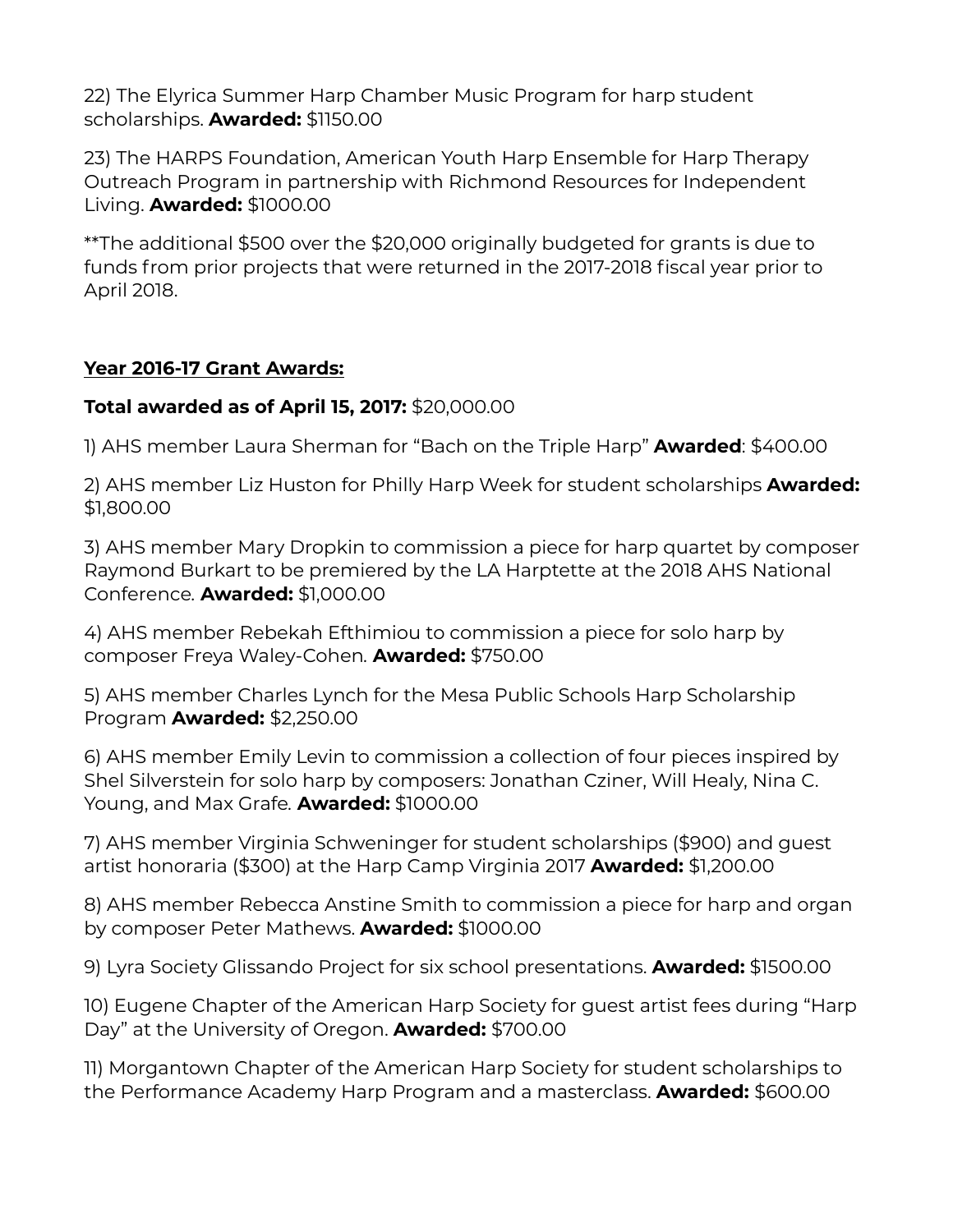22) The Elyrica Summer Harp Chamber Music Program for harp student scholarships. **Awarded:** $1150.00

23) The HARPS Foundation, American Youth Harp Ensemble for Harp Therapy Outreach Program in partnership with Richmond Resources for Independent Living. **Awarded:** $1000.00

**The additional $500 over the $20,000 originally budgeted for grants is due to funds from prior projects that were returned in the 2017-2018 fiscal year prior to April 2018.

## Year 2016-17 Grant Awards:

**Total awarded as of April 15, 2017:** $20,000.00

1) AHS member Laura Sherman for "Bach on the Triple Harp" **Awarded**: $400.00

2) AHS member Liz Huston for Philly Harp Week for student scholarships **Awarded:** $1,800.00

3) AHS member Mary Dropkin to commission a piece for harp quartet by composer Raymond Burkart to be premiered by the LA Harptette at the 2018 AHS National Conference. **Awarded:** $1,000.00

4) AHS member Rebekah Efthimiou to commission a piece for solo harp by composer Freya Waley-Cohen. **Awarded:** $750.00

5) AHS member Charles Lynch for the Mesa Public Schools Harp Scholarship Program **Awarded:** $2,250.00

6) AHS member Emily Levin to commission a collection of four pieces inspired by Shel Silverstein for solo harp by composers: Jonathan Cziner, Will Healy, Nina C. Young, and Max Grafe. **Awarded:** $1000.00

7) AHS member Virginia Schweninger for student scholarships ($900) and guest artist honoraria ($300) at the Harp Camp Virginia 2017 **Awarded:** $1,200.00

8) AHS member Rebecca Anstine Smith to commission a piece for harp and organ by composer Peter Mathews. **Awarded:** $1000.00

9) Lyra Society Glissando Project for six school presentations. **Awarded:** $1500.00

10) Eugene Chapter of the American Harp Society for guest artist fees during "Harp Day" at the University of Oregon. **Awarded:** $700.00

11) Morgantown Chapter of the American Harp Society for student scholarships to the Performance Academy Harp Program and a masterclass. **Awarded:** $600.00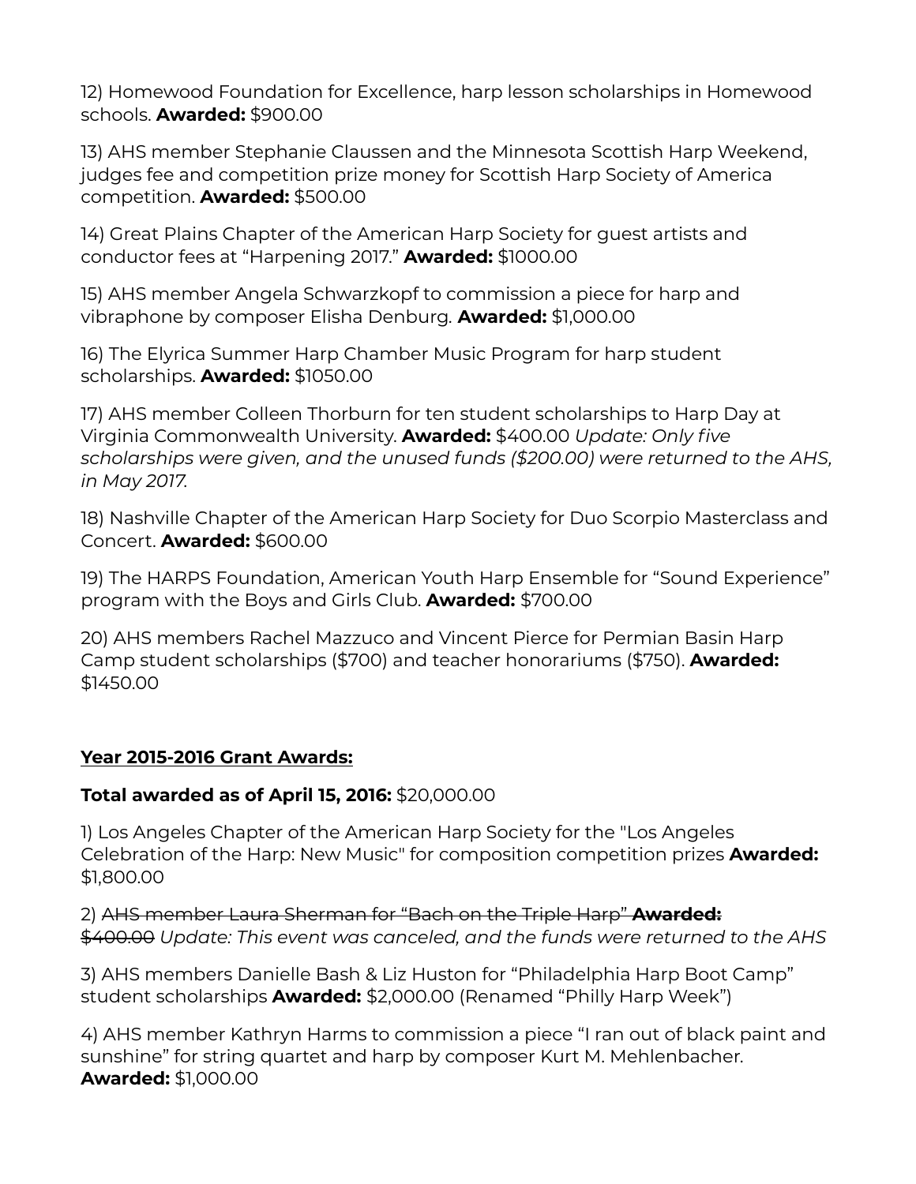12) Homewood Foundation for Excellence, harp lesson scholarships in Homewood schools. **Awarded:** $900.00

13) AHS member Stephanie Claussen and the Minnesota Scottish Harp Weekend, judges fee and competition prize money for Scottish Harp Society of America competition. **Awarded:** $500.00

14) Great Plains Chapter of the American Harp Society for guest artists and conductor fees at "Harpening 2017." **Awarded:** $1000.00

15) AHS member Angela Schwarzkopf to commission a piece for harp and vibraphone by composer Elisha Denburg. **Awarded:** $1,000.00

16) The Elyrica Summer Harp Chamber Music Program for harp student scholarships. **Awarded:** $1050.00

17) AHS member Colleen Thorburn for ten student scholarships to Harp Day at Virginia Commonwealth University. **Awarded:** $400.00 *Update: Only five scholarships were given, and the unused funds ($200.00) were returned to the AHS, in May 2017.*

18) Nashville Chapter of the American Harp Society for Duo Scorpio Masterclass and Concert. **Awarded:** $600.00

19) The HARPS Foundation, American Youth Harp Ensemble for "Sound Experience" program with the Boys and Girls Club. **Awarded:** $700.00

20) AHS members Rachel Mazzuco and Vincent Pierce for Permian Basin Harp Camp student scholarships ($700) and teacher honorariums ($750). **Awarded:** $1450.00

## Year 2015-2016 Grant Awards:

**Total awarded as of April 15, 2016:** $20,000.00

1) Los Angeles Chapter of the American Harp Society for the "Los Angeles Celebration of the Harp: New Music" for composition competition prizes **Awarded:** $1,800.00

2) ~~AHS member Laura Sherman for "Bach on the Triple Harp" **Awarded:** $400.00~~ *Update: This event was canceled, and the funds were returned to the AHS*

3) AHS members Danielle Bash & Liz Huston for "Philadelphia Harp Boot Camp" student scholarships **Awarded:** $2,000.00 (Renamed "Philly Harp Week")

4) AHS member Kathryn Harms to commission a piece "I ran out of black paint and sunshine" for string quartet and harp by composer Kurt M. Mehlenbacher. **Awarded:** $1,000.00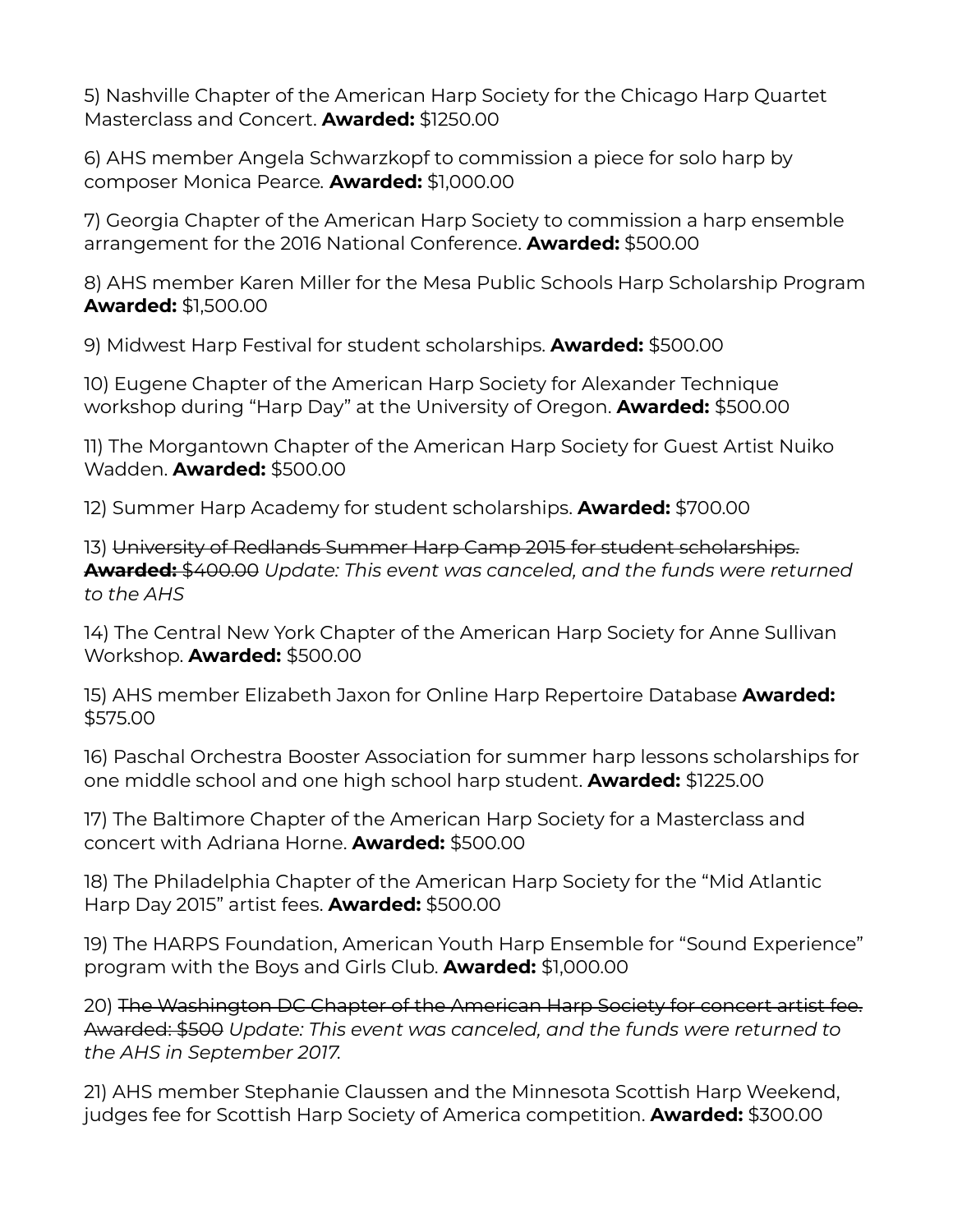5) Nashville Chapter of the American Harp Society for the Chicago Harp Quartet Masterclass and Concert. **Awarded:** $1250.00

6) AHS member Angela Schwarzkopf to commission a piece for solo harp by composer Monica Pearce. **Awarded:** $1,000.00

7) Georgia Chapter of the American Harp Society to commission a harp ensemble arrangement for the 2016 National Conference. **Awarded:** $500.00

8) AHS member Karen Miller for the Mesa Public Schools Harp Scholarship Program **Awarded:** $1,500.00

9) Midwest Harp Festival for student scholarships. **Awarded:** $500.00

10) Eugene Chapter of the American Harp Society for Alexander Technique workshop during "Harp Day" at the University of Oregon. **Awarded:** $500.00

11) The Morgantown Chapter of the American Harp Society for Guest Artist Nuiko Wadden. **Awarded:** $500.00

12) Summer Harp Academy for student scholarships. **Awarded:** $700.00

13) ~~University of Redlands Summer Harp Camp 2015 for student scholarships. **Awarded:** $400.00~~ *Update: This event was canceled, and the funds were returned to the AHS*

14) The Central New York Chapter of the American Harp Society for Anne Sullivan Workshop. **Awarded:** $500.00

15) AHS member Elizabeth Jaxon for Online Harp Repertoire Database **Awarded:** $575.00

16) Paschal Orchestra Booster Association for summer harp lessons scholarships for one middle school and one high school harp student. **Awarded:** $1225.00

17) The Baltimore Chapter of the American Harp Society for a Masterclass and concert with Adriana Horne. **Awarded:** $500.00

18) The Philadelphia Chapter of the American Harp Society for the "Mid Atlantic Harp Day 2015" artist fees. **Awarded:** $500.00

19) The HARPS Foundation, American Youth Harp Ensemble for "Sound Experience" program with the Boys and Girls Club. **Awarded:** $1,000.00

20) ~~The Washington DC Chapter of the American Harp Society for concert artist fee. Awarded: $500~~ *Update: This event was canceled, and the funds were returned to the AHS in September 2017.*

21) AHS member Stephanie Claussen and the Minnesota Scottish Harp Weekend, judges fee for Scottish Harp Society of America competition. **Awarded:** $300.00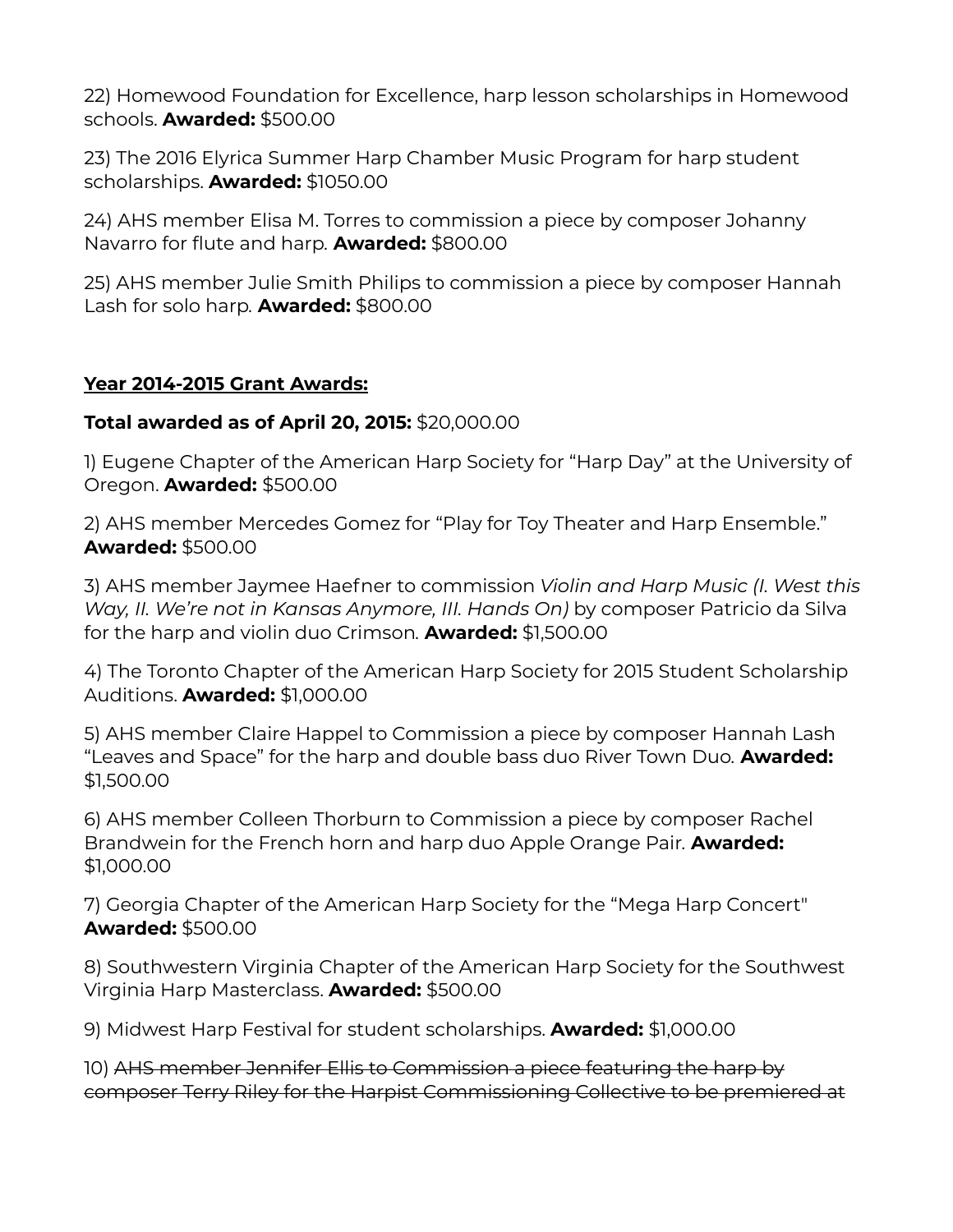22) Homewood Foundation for Excellence, harp lesson scholarships in Homewood schools. **Awarded:** $500.00

23) The 2016 Elyrica Summer Harp Chamber Music Program for harp student scholarships. **Awarded:** $1050.00

24) AHS member Elisa M. Torres to commission a piece by composer Johanny Navarro for flute and harp. **Awarded:** $800.00

25) AHS member Julie Smith Philips to commission a piece by composer Hannah Lash for solo harp. **Awarded:** $800.00

**<u>Year 2014-2015 Grant Awards:</u>**

**Total awarded as of April 20, 2015:** $20,000.00

1) Eugene Chapter of the American Harp Society for "Harp Day" at the University of Oregon. **Awarded:** $500.00

2) AHS member Mercedes Gomez for "Play for Toy Theater and Harp Ensemble." **Awarded:** $500.00

3) AHS member Jaymee Haefner to commission *Violin and Harp Music (I. West this Way, II. We're not in Kansas Anymore, III. Hands On)* by composer Patricio da Silva for the harp and violin duo Crimson. **Awarded:** $1,500.00

4) The Toronto Chapter of the American Harp Society for 2015 Student Scholarship Auditions. **Awarded:** $1,000.00

5) AHS member Claire Happel to Commission a piece by composer Hannah Lash "Leaves and Space" for the harp and double bass duo River Town Duo. **Awarded:** $1,500.00

6) AHS member Colleen Thorburn to Commission a piece by composer Rachel Brandwein for the French horn and harp duo Apple Orange Pair. **Awarded:** $1,000.00

7) Georgia Chapter of the American Harp Society for the "Mega Harp Concert" **Awarded:** $500.00

8) Southwestern Virginia Chapter of the American Harp Society for the Southwest Virginia Harp Masterclass. **Awarded:** $500.00

9) Midwest Harp Festival for student scholarships. **Awarded:** $1,000.00

10) ~~AHS member Jennifer Ellis to Commission a piece featuring the harp by composer Terry Riley for the Harpist Commissioning Collective to be premiered at~~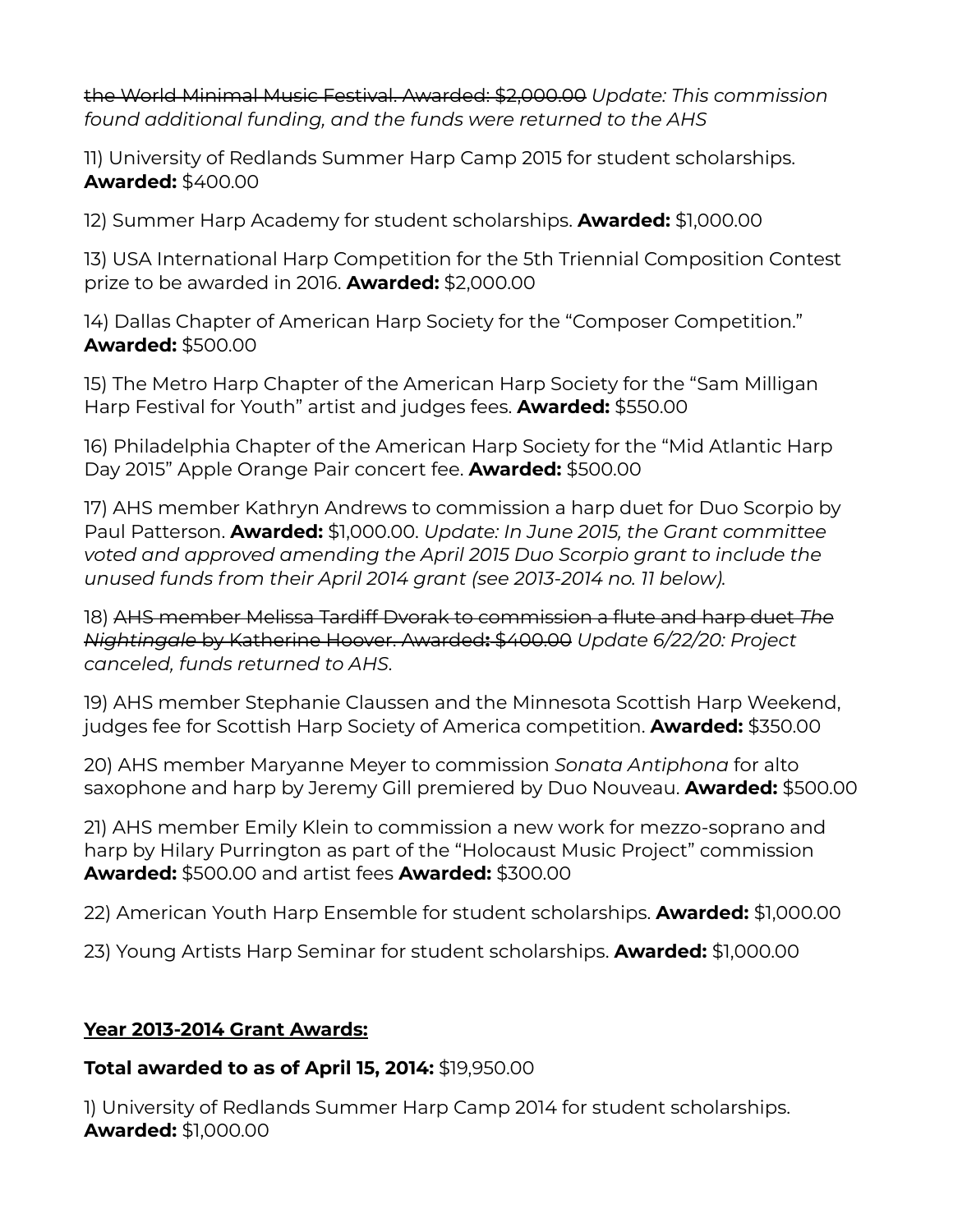~~the World Minimal Music Festival. Awarded: $2,000.00~~ *Update: This commission found additional funding, and the funds were returned to the AHS*

11) University of Redlands Summer Harp Camp 2015 for student scholarships. **Awarded:** $400.00

12) Summer Harp Academy for student scholarships. **Awarded:** $1,000.00

13) USA International Harp Competition for the 5th Triennial Composition Contest prize to be awarded in 2016. **Awarded:** $2,000.00

14) Dallas Chapter of American Harp Society for the "Composer Competition." **Awarded:** $500.00

15) The Metro Harp Chapter of the American Harp Society for the "Sam Milligan Harp Festival for Youth" artist and judges fees. **Awarded:** $550.00

16) Philadelphia Chapter of the American Harp Society for the "Mid Atlantic Harp Day 2015" Apple Orange Pair concert fee. **Awarded:** $500.00

17) AHS member Kathryn Andrews to commission a harp duet for Duo Scorpio by Paul Patterson. **Awarded:** $1,000.00. *Update: In June 2015, the Grant committee voted and approved amending the April 2015 Duo Scorpio grant to include the unused funds from their April 2014 grant (see 2013-2014 no. 11 below).*

18) ~~AHS member Melissa Tardiff Dvorak to commission a flute and harp duet *The Nightingale* by Katherine Hoover. Awarded: $400.00~~ *Update 6/22/20: Project canceled, funds returned to AHS.*

19) AHS member Stephanie Claussen and the Minnesota Scottish Harp Weekend, judges fee for Scottish Harp Society of America competition. **Awarded:** $350.00

20) AHS member Maryanne Meyer to commission *Sonata Antiphona* for alto saxophone and harp by Jeremy Gill premiered by Duo Nouveau. **Awarded:** $500.00

21) AHS member Emily Klein to commission a new work for mezzo-soprano and harp by Hilary Purrington as part of the "Holocaust Music Project" commission **Awarded:** $500.00 and artist fees **Awarded:** $300.00

22) American Youth Harp Ensemble for student scholarships. **Awarded:** $1,000.00

23) Young Artists Harp Seminar for student scholarships. **Awarded:** $1,000.00

## Year 2013-2014 Grant Awards:

**Total awarded to as of April 15, 2014:** $19,950.00

1) University of Redlands Summer Harp Camp 2014 for student scholarships. **Awarded:** $1,000.00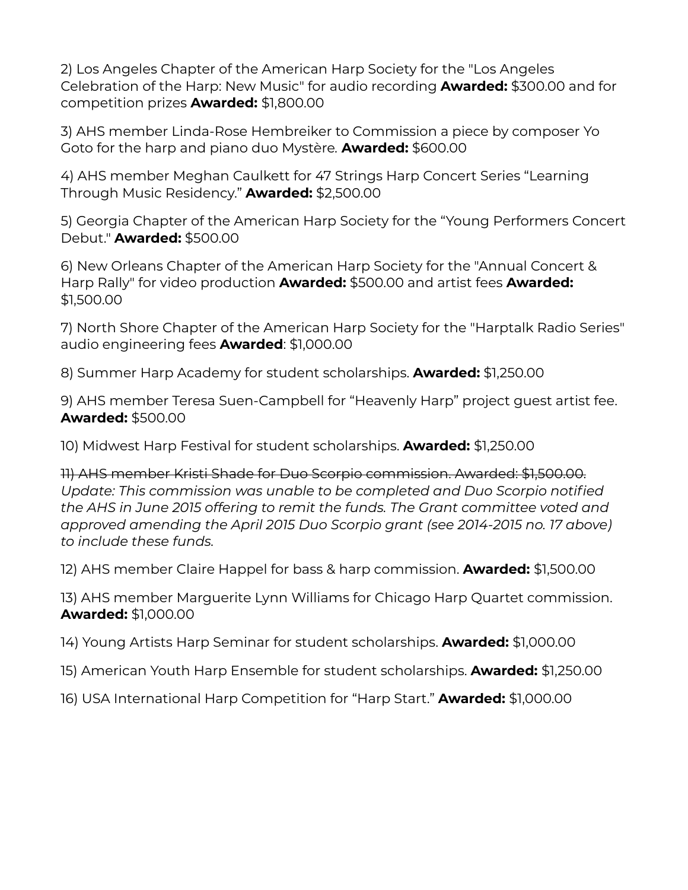2) Los Angeles Chapter of the American Harp Society for the "Los Angeles Celebration of the Harp: New Music" for audio recording **Awarded:** $300.00 and for competition prizes **Awarded:** $1,800.00

3) AHS member Linda-Rose Hembreiker to Commission a piece by composer Yo Goto for the harp and piano duo Mystère. **Awarded:** $600.00

4) AHS member Meghan Caulkett for 47 Strings Harp Concert Series "Learning Through Music Residency." **Awarded:** $2,500.00

5) Georgia Chapter of the American Harp Society for the "Young Performers Concert Debut." **Awarded:** $500.00

6) New Orleans Chapter of the American Harp Society for the "Annual Concert & Harp Rally" for video production **Awarded:** $500.00 and artist fees **Awarded:** $1,500.00

7) North Shore Chapter of the American Harp Society for the "Harptalk Radio Series" audio engineering fees **Awarded**: $1,000.00

8) Summer Harp Academy for student scholarships. **Awarded:** $1,250.00

9) AHS member Teresa Suen-Campbell for "Heavenly Harp" project guest artist fee. **Awarded:** $500.00

10) Midwest Harp Festival for student scholarships. **Awarded:** $1,250.00

~~11) AHS member Kristi Shade for Duo Scorpio commission. Awarded: $1,500.00.~~ *Update: This commission was unable to be completed and Duo Scorpio notified the AHS in June 2015 offering to remit the funds. The Grant committee voted and approved amending the April 2015 Duo Scorpio grant (see 2014-2015 no. 17 above) to include these funds.*

12) AHS member Claire Happel for bass & harp commission. **Awarded:** $1,500.00

13) AHS member Marguerite Lynn Williams for Chicago Harp Quartet commission. **Awarded:** $1,000.00

14) Young Artists Harp Seminar for student scholarships. **Awarded:** $1,000.00

15) American Youth Harp Ensemble for student scholarships. **Awarded:** $1,250.00

16) USA International Harp Competition for "Harp Start." **Awarded:** $1,000.00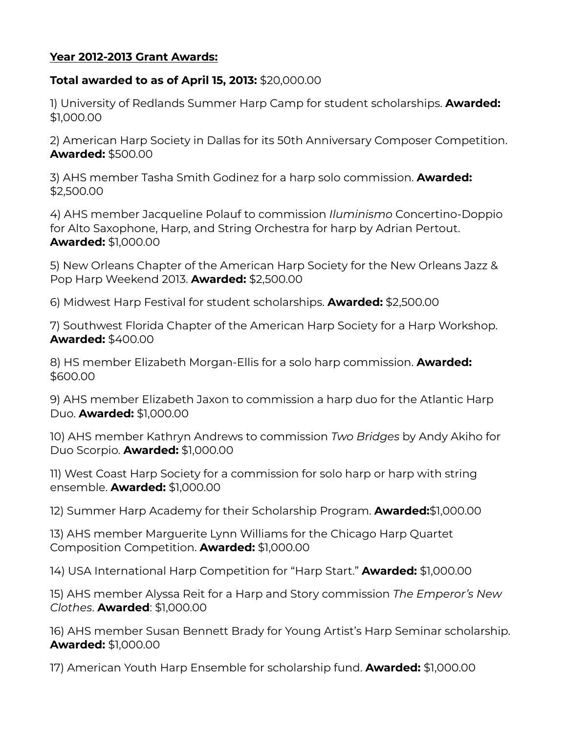**Year 2012-2013 Grant Awards:**

**Total awarded to as of April 15, 2013:** $20,000.00

1) University of Redlands Summer Harp Camp for student scholarships. **Awarded:** $1,000.00

2) American Harp Society in Dallas for its 50th Anniversary Composer Competition. **Awarded:** $500.00

3) AHS member Tasha Smith Godinez for a harp solo commission. **Awarded:** $2,500.00

4) AHS member Jacqueline Polauf to commission *Iluminismo* Concertino-Doppio for Alto Saxophone, Harp, and String Orchestra for harp by Adrian Pertout. **Awarded:** $1,000.00

5) New Orleans Chapter of the American Harp Society for the New Orleans Jazz & Pop Harp Weekend 2013. **Awarded:** $2,500.00

6) Midwest Harp Festival for student scholarships. **Awarded:** $2,500.00

7) Southwest Florida Chapter of the American Harp Society for a Harp Workshop. **Awarded:** $400.00

8) HS member Elizabeth Morgan-Ellis for a solo harp commission. **Awarded:** $600.00

9) AHS member Elizabeth Jaxon to commission a harp duo for the Atlantic Harp Duo. **Awarded:** $1,000.00

10) AHS member Kathryn Andrews to commission *Two Bridges* by Andy Akiho for Duo Scorpio. **Awarded:** $1,000.00

11) West Coast Harp Society for a commission for solo harp or harp with string ensemble. **Awarded:** $1,000.00

12) Summer Harp Academy for their Scholarship Program. **Awarded:**$1,000.00

13) AHS member Marguerite Lynn Williams for the Chicago Harp Quartet Composition Competition. **Awarded:** $1,000.00

14) USA International Harp Competition for "Harp Start." **Awarded:** $1,000.00

15) AHS member Alyssa Reit for a Harp and Story commission *The Emperor's New Clothes*. **Awarded**: $1,000.00

16) AHS member Susan Bennett Brady for Young Artist's Harp Seminar scholarship. **Awarded:** $1,000.00

17) American Youth Harp Ensemble for scholarship fund. **Awarded:** $1,000.00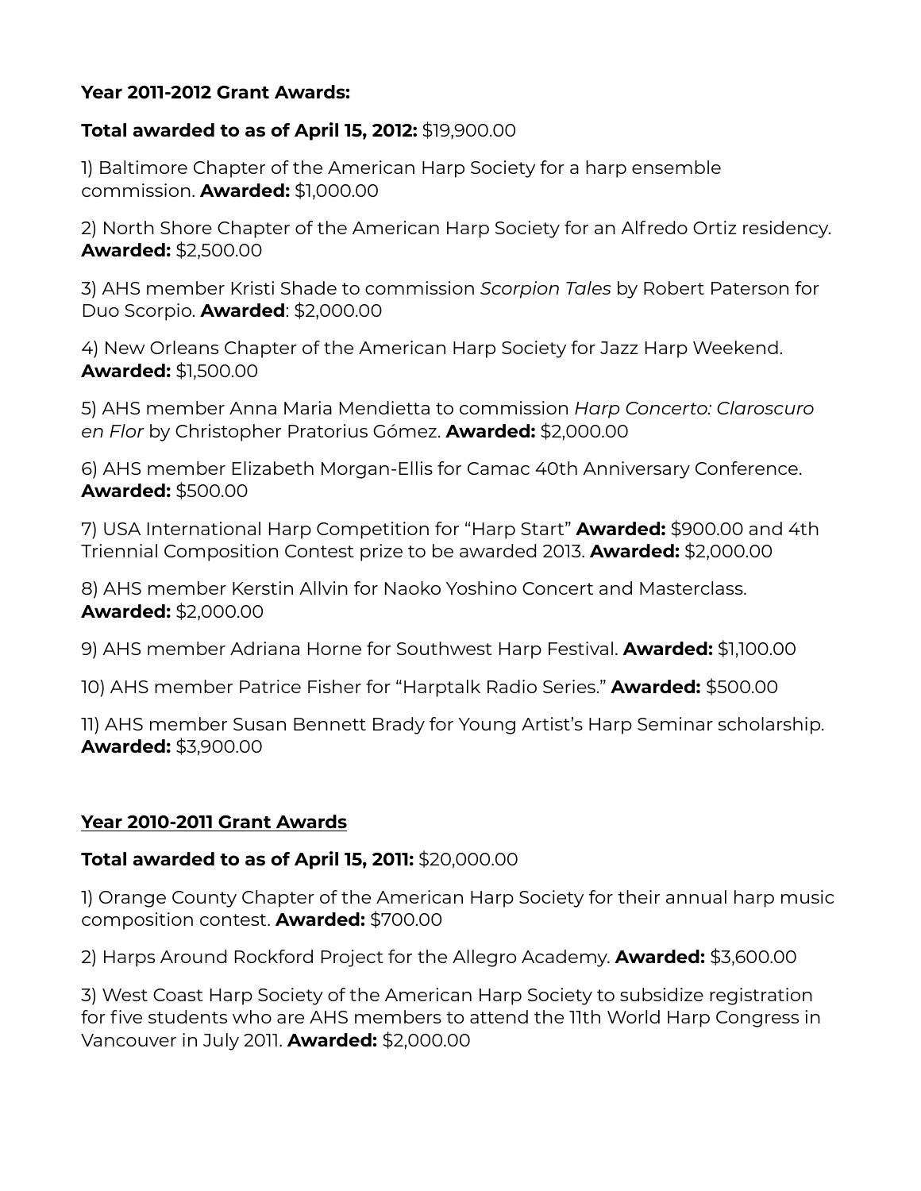**Year 2011-2012 Grant Awards:**

**Total awarded to as of April 15, 2012:** $19,900.00

1) Baltimore Chapter of the American Harp Society for a harp ensemble commission. **Awarded:** $1,000.00

2) North Shore Chapter of the American Harp Society for an Alfredo Ortiz residency. **Awarded:** $2,500.00

3) AHS member Kristi Shade to commission *Scorpion Tales* by Robert Paterson for Duo Scorpio. **Awarded**: $2,000.00

4) New Orleans Chapter of the American Harp Society for Jazz Harp Weekend. **Awarded:** $1,500.00

5) AHS member Anna Maria Mendietta to commission *Harp Concerto: Claroscuro en Flor* by Christopher Pratorius Gómez. **Awarded:** $2,000.00

6) AHS member Elizabeth Morgan-Ellis for Camac 40th Anniversary Conference. **Awarded:** $500.00

7) USA International Harp Competition for “Harp Start” **Awarded:** $900.00 and 4th Triennial Composition Contest prize to be awarded 2013. **Awarded:** $2,000.00

8) AHS member Kerstin Allvin for Naoko Yoshino Concert and Masterclass. **Awarded:** $2,000.00

9) AHS member Adriana Horne for Southwest Harp Festival. **Awarded:** $1,100.00

10) AHS member Patrice Fisher for “Harptalk Radio Series.” **Awarded:** $500.00

11) AHS member Susan Bennett Brady for Young Artist’s Harp Seminar scholarship. **Awarded:** $3,900.00

**Year 2010-2011 Grant Awards**

**Total awarded to as of April 15, 2011:** $20,000.00

1) Orange County Chapter of the American Harp Society for their annual harp music composition contest. **Awarded:** $700.00

2) Harps Around Rockford Project for the Allegro Academy. **Awarded:** $3,600.00

3) West Coast Harp Society of the American Harp Society to subsidize registration for five students who are AHS members to attend the 11th World Harp Congress in Vancouver in July 2011. **Awarded:** $2,000.00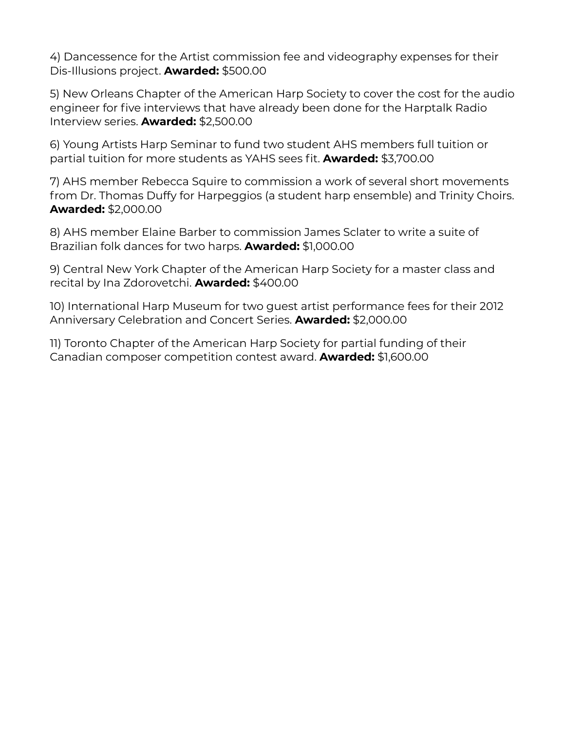4) Dancessence for the Artist commission fee and videography expenses for their Dis-Illusions project. **Awarded:** $500.00

5) New Orleans Chapter of the American Harp Society to cover the cost for the audio engineer for five interviews that have already been done for the Harptalk Radio Interview series. **Awarded:** $2,500.00

6) Young Artists Harp Seminar to fund two student AHS members full tuition or partial tuition for more students as YAHS sees fit. **Awarded:** $3,700.00

7) AHS member Rebecca Squire to commission a work of several short movements from Dr. Thomas Duffy for Harpeggios (a student harp ensemble) and Trinity Choirs. **Awarded:** $2,000.00

8) AHS member Elaine Barber to commission James Sclater to write a suite of Brazilian folk dances for two harps. **Awarded:** $1,000.00

9) Central New York Chapter of the American Harp Society for a master class and recital by Ina Zdorovetchi. **Awarded:** $400.00

10) International Harp Museum for two guest artist performance fees for their 2012 Anniversary Celebration and Concert Series. **Awarded:** $2,000.00

11) Toronto Chapter of the American Harp Society for partial funding of their Canadian composer competition contest award. **Awarded:** $1,600.00